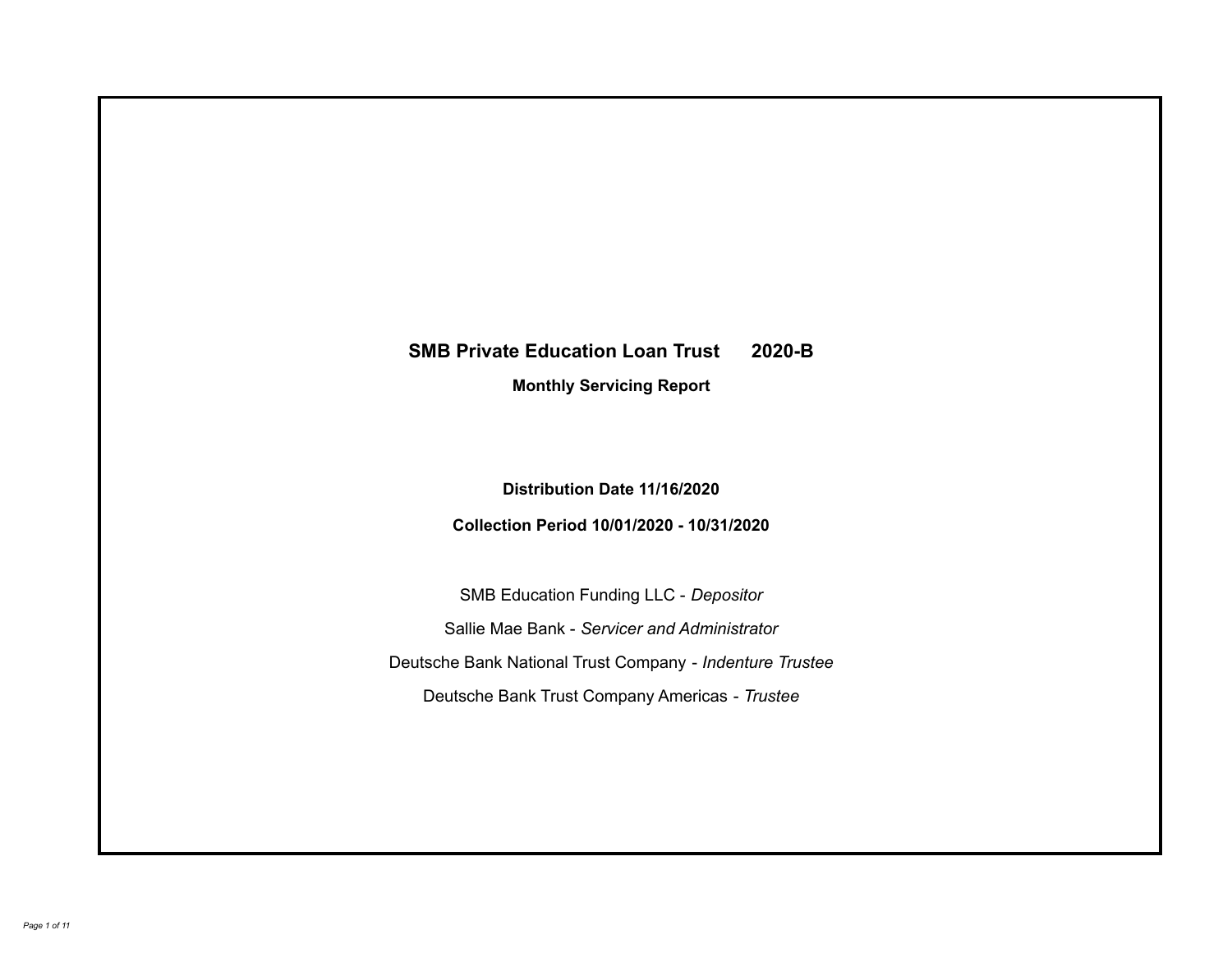# SMB Private Education Loan Trust 2020-B

## Monthly Servicing Report

**Distribution Date 11/16/2020**

**Collection Period 10/01/2020 - 10/31/2020**

SMB Education Funding LLC - *Depositor*

Sallie Mae Bank - *Servicer and Administrator*

Deutsche Bank National Trust Company - *Indenture Trustee*

Deutsche Bank Trust Company Americas - *Trustee*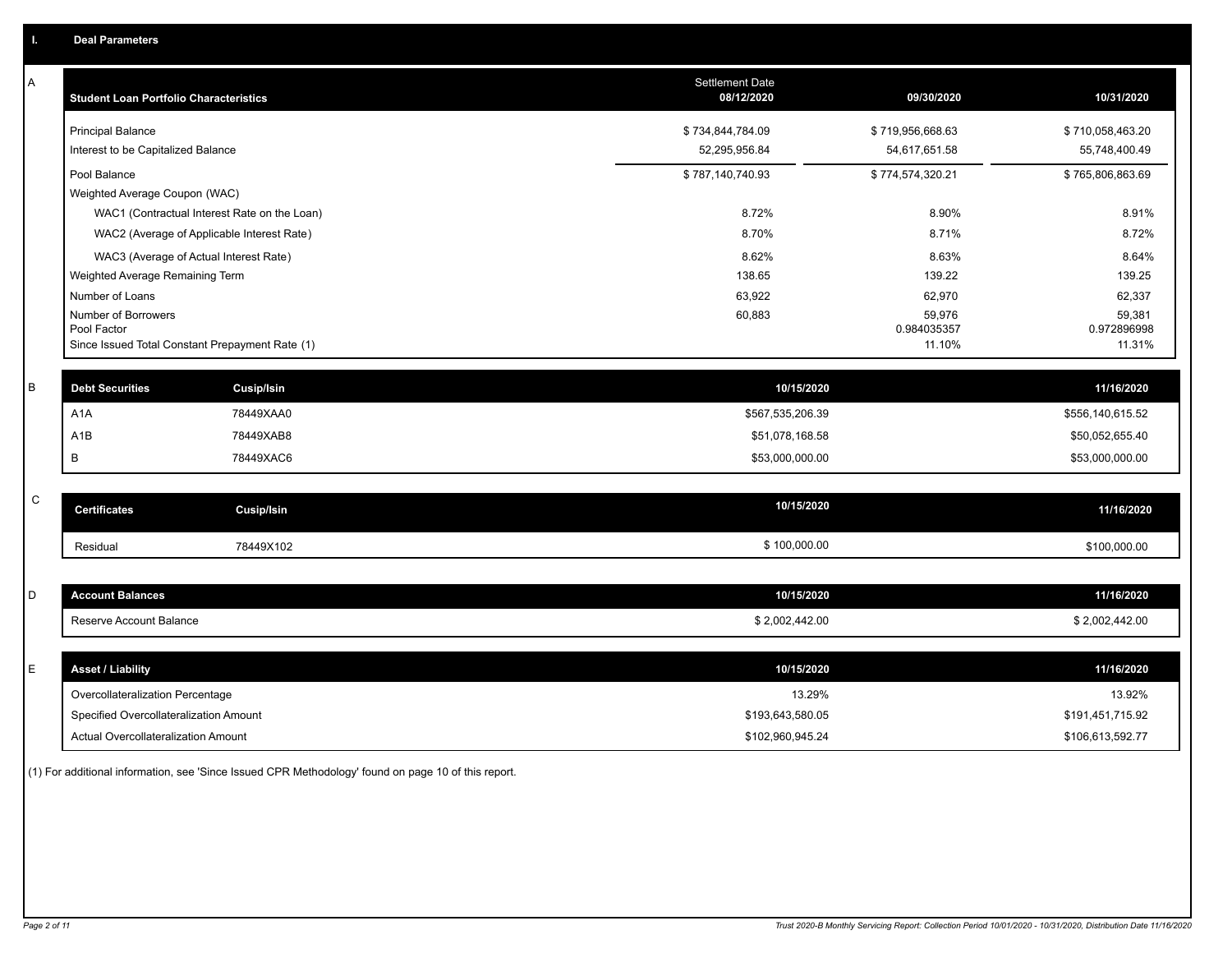# I. Deal Parameters

## A

| Student Loan Portfolio Characteristics | Settlement Date 08/12/2020 | 09/30/2020 | 10/31/2020 |
|---|---|---|---|
| Principal Balance | $ 734,844,784.09 | $ 719,956,668.63 | $ 710,058,463.20 |
| Interest to be Capitalized Balance | 52,295,956.84 | 54,617,651.58 | 55,748,400.49 |
| Pool Balance | $ 787,140,740.93 | $ 774,574,320.21 | $ 765,806,863.69 |
| Weighted Average Coupon (WAC) | | | |
| WAC1 (Contractual Interest Rate on the Loan) | 8.72% | 8.90% | 8.91% |
| WAC2 (Average of Applicable Interest Rate) | 8.70% | 8.71% | 8.72% |
| WAC3 (Average of Actual Interest Rate) | 8.62% | 8.63% | 8.64% |
| Weighted Average Remaining Term | 138.65 | 139.22 | 139.25 |
| Number of Loans | 63,922 | 62,970 | 62,337 |
| Number of Borrowers | 60,883 | 59,976 | 59,381 |
| Pool Factor | | 0.984035357 | 0.972896998 |
| Since Issued Total Constant Prepayment Rate (1) | | 11.10% | 11.31% |

## B

| Debt Securities | Cusip/Isin | 10/15/2020 | 11/16/2020 |
|---|---|---|---|
| A1A | 78449XAA0 | $567,535,206.39 | $556,140,615.52 |
| A1B | 78449XAB8 | $51,078,168.58 | $50,052,655.40 |
| B | 78449XAC6 | $53,000,000.00 | $53,000,000.00 |

## C

| Certificates | Cusip/Isin | 10/15/2020 | 11/16/2020 |
|---|---|---|---|
| Residual | 78449X102 | $ 100,000.00 | $100,000.00 |

## D

| Account Balances | 10/15/2020 | 11/16/2020 |
|---|---|---|
| Reserve Account Balance | $ 2,002,442.00 | $ 2,002,442.00 |

## E

| Asset / Liability | 10/15/2020 | 11/16/2020 |
|---|---|---|
| Overcollateralization Percentage | 13.29% | 13.92% |
| Specified Overcollateralization Amount | $193,643,580.05 | $191,451,715.92 |
| Actual Overcollateralization Amount | $102,960,945.24 | $106,613,592.77 |

(1) For additional information, see 'Since Issued CPR Methodology' found on page 10 of this report.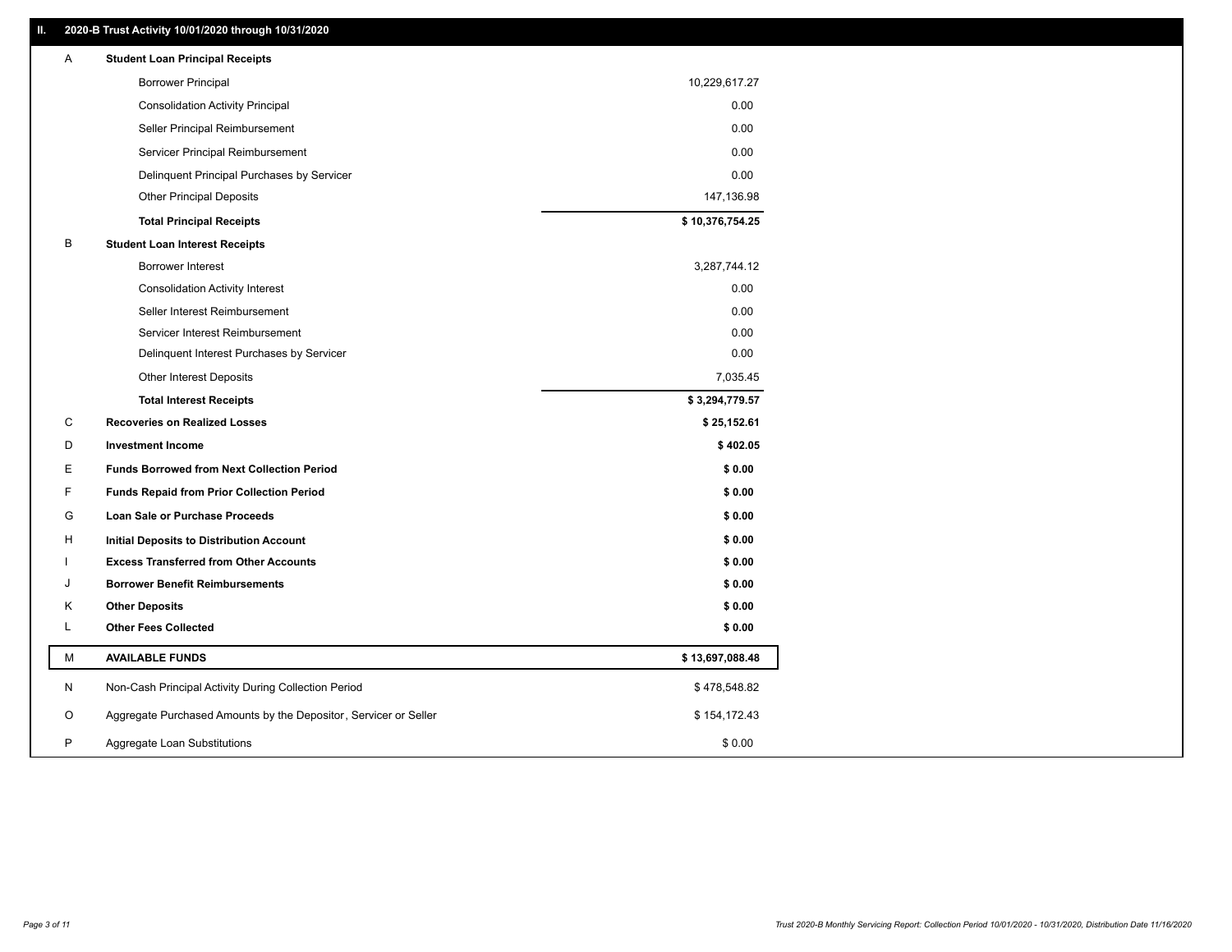## II. 2020-B Trust Activity 10/01/2020 through 10/31/2020

| | | |
|---|---|---|
| A | **Student Loan Principal Receipts** | |
| | Borrower Principal | 10,229,617.27 |
| | Consolidation Activity Principal | 0.00 |
| | Seller Principal Reimbursement | 0.00 |
| | Servicer Principal Reimbursement | 0.00 |
| | Delinquent Principal Purchases by Servicer | 0.00 |
| | Other Principal Deposits | 147,136.98 |
| | **Total Principal Receipts** | **$ 10,376,754.25** |
| B | **Student Loan Interest Receipts** | |
| | Borrower Interest | 3,287,744.12 |
| | Consolidation Activity Interest | 0.00 |
| | Seller Interest Reimbursement | 0.00 |
| | Servicer Interest Reimbursement | 0.00 |
| | Delinquent Interest Purchases by Servicer | 0.00 |
| | Other Interest Deposits | 7,035.45 |
| | **Total Interest Receipts** | **$ 3,294,779.57** |
| C | **Recoveries on Realized Losses** | **$ 25,152.61** |
| D | **Investment Income** | **$ 402.05** |
| E | **Funds Borrowed from Next Collection Period** | **$ 0.00** |
| F | **Funds Repaid from Prior Collection Period** | **$ 0.00** |
| G | **Loan Sale or Purchase Proceeds** | **$ 0.00** |
| H | **Initial Deposits to Distribution Account** | **$ 0.00** |
| I | **Excess Transferred from Other Accounts** | **$ 0.00** |
| J | **Borrower Benefit Reimbursements** | **$ 0.00** |
| K | **Other Deposits** | **$ 0.00** |
| L | **Other Fees Collected** | **$ 0.00** |
| M | **AVAILABLE FUNDS** | **$ 13,697,088.48** |
| N | Non-Cash Principal Activity During Collection Period | $ 478,548.82 |
| O | Aggregate Purchased Amounts by the Depositor, Servicer or Seller | $ 154,172.43 |
| P | Aggregate Loan Substitutions | $ 0.00 |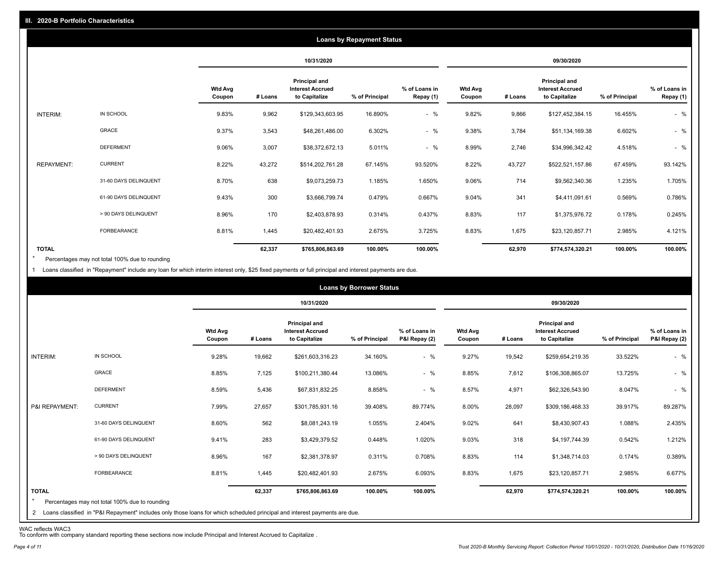## III. 2020-B Portfolio Characteristics

### Loans by Repayment Status

| | | 10/31/2020 | | | | | 09/30/2020 | | | | |
|---|---|---|---|---|---|---|---|---|---|---|---|
| | | Wtd Avg Coupon | # Loans | Principal and Interest Accrued to Capitalize | % of Principal | % of Loans in Repay (1) | Wtd Avg Coupon | # Loans | Principal and Interest Accrued to Capitalize | % of Principal | % of Loans in Repay (1) |
| INTERIM: | IN SCHOOL | 9.83% | 9,962 | $129,343,603.95 | 16.890% | - % | 9.82% | 9,866 | $127,452,384.15 | 16.455% | - % |
| | GRACE | 9.37% | 3,543 | $48,261,486.00 | 6.302% | - % | 9.38% | 3,784 | $51,134,169.38 | 6.602% | - % |
| | DEFERMENT | 9.06% | 3,007 | $38,372,672.13 | 5.011% | - % | 8.99% | 2,746 | $34,996,342.42 | 4.518% | - % |
| REPAYMENT: | CURRENT | 8.22% | 43,272 | $514,202,761.28 | 67.145% | 93.520% | 8.22% | 43,727 | $522,521,157.86 | 67.459% | 93.142% |
| | 31-60 DAYS DELINQUENT | 8.70% | 638 | $9,073,259.73 | 1.185% | 1.650% | 9.06% | 714 | $9,562,340.36 | 1.235% | 1.705% |
| | 61-90 DAYS DELINQUENT | 9.43% | 300 | $3,666,799.74 | 0.479% | 0.667% | 9.04% | 341 | $4,411,091.61 | 0.569% | 0.786% |
| | > 90 DAYS DELINQUENT | 8.96% | 170 | $2,403,878.93 | 0.314% | 0.437% | 8.83% | 117 | $1,375,976.72 | 0.178% | 0.245% |
| | FORBEARANCE | 8.81% | 1,445 | $20,482,401.93 | 2.675% | 3.725% | 8.83% | 1,675 | $23,120,857.71 | 2.985% | 4.121% |
| TOTAL | | | 62,337 | $765,806,863.69 | 100.00% | 100.00% | | 62,970 | $774,574,320.21 | 100.00% | 100.00% |

\* Percentages may not total 100% due to rounding

1 Loans classified in "Repayment" include any loan for which interim interest only, $25 fixed payments or full principal and interest payments are due.

### Loans by Borrower Status

| | | 10/31/2020 | | | | | 09/30/2020 | | | | |
|---|---|---|---|---|---|---|---|---|---|---|---|
| | | Wtd Avg Coupon | # Loans | Principal and Interest Accrued to Capitalize | % of Principal | % of Loans in P&I Repay (2) | Wtd Avg Coupon | # Loans | Principal and Interest Accrued to Capitalize | % of Principal | % of Loans in P&I Repay (2) |
| INTERIM: | IN SCHOOL | 9.28% | 19,662 | $261,603,316.23 | 34.160% | - % | 9.27% | 19,542 | $259,654,219.35 | 33.522% | - % |
| | GRACE | 8.85% | 7,125 | $100,211,380.44 | 13.086% | - % | 8.85% | 7,612 | $106,308,865.07 | 13.725% | - % |
| | DEFERMENT | 8.59% | 5,436 | $67,831,832.25 | 8.858% | - % | 8.57% | 4,971 | $62,326,543.90 | 8.047% | - % |
| P&I REPAYMENT: | CURRENT | 7.99% | 27,657 | $301,785,931.16 | 39.408% | 89.774% | 8.00% | 28,097 | $309,186,468.33 | 39.917% | 89.287% |
| | 31-60 DAYS DELINQUENT | 8.60% | 562 | $8,081,243.19 | 1.055% | 2.404% | 9.02% | 641 | $8,430,907.43 | 1.088% | 2.435% |
| | 61-90 DAYS DELINQUENT | 9.41% | 283 | $3,429,379.52 | 0.448% | 1.020% | 9.03% | 318 | $4,197,744.39 | 0.542% | 1.212% |
| | > 90 DAYS DELINQUENT | 8.96% | 167 | $2,381,378.97 | 0.311% | 0.708% | 8.83% | 114 | $1,348,714.03 | 0.174% | 0.389% |
| | FORBEARANCE | 8.81% | 1,445 | $20,482,401.93 | 2.675% | 6.093% | 8.83% | 1,675 | $23,120,857.71 | 2.985% | 6.677% |
| TOTAL | | | 62,337 | $765,806,863.69 | 100.00% | 100.00% | | 62,970 | $774,574,320.21 | 100.00% | 100.00% |

\* Percentages may not total 100% due to rounding

2 Loans classified in "P&I Repayment" includes only those loans for which scheduled principal and interest payments are due.

WAC reflects WAC3
To conform with company standard reporting these sections now include Principal and Interest Accrued to Capitalize .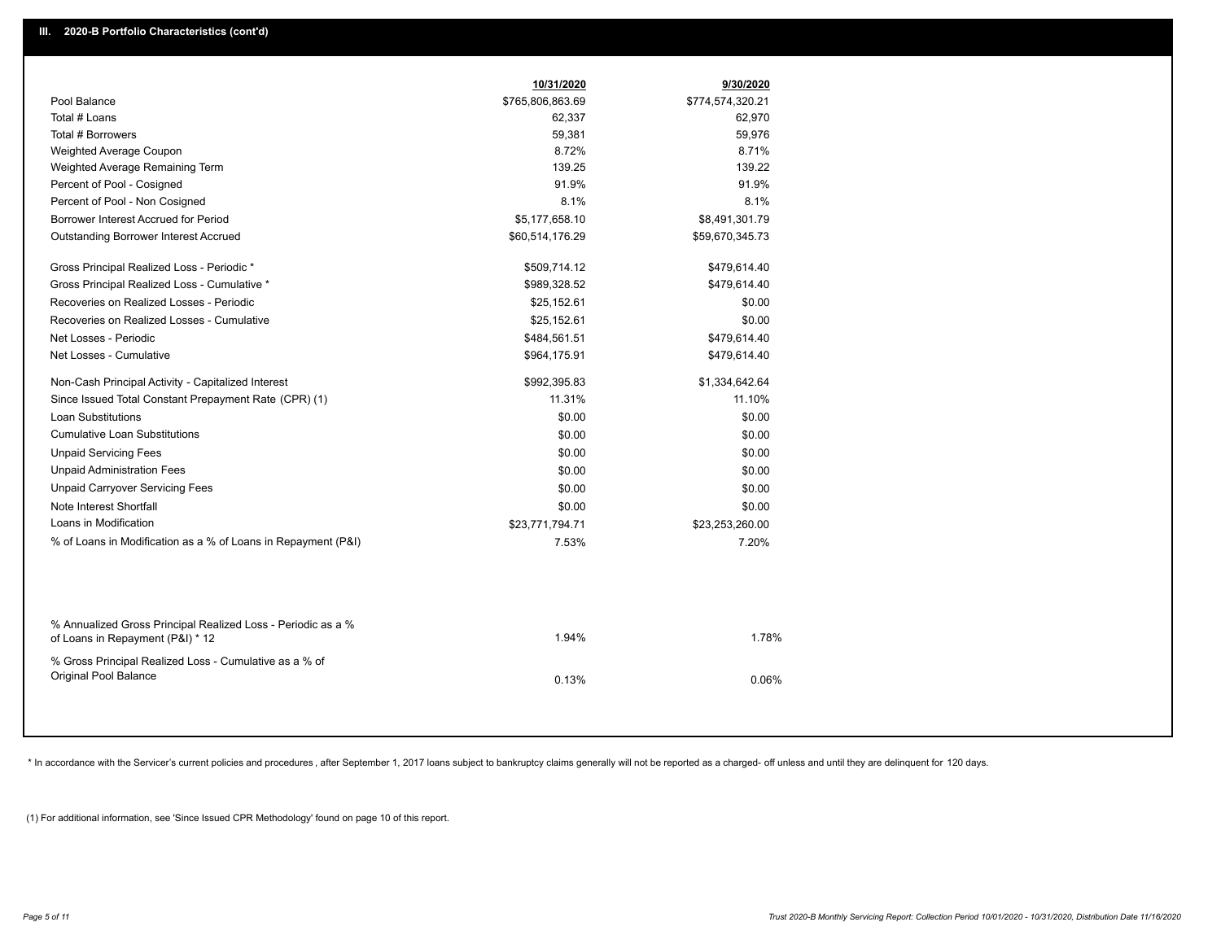## III. 2020-B Portfolio Characteristics (cont'd)

| | 10/31/2020 | 9/30/2020 |
|---|---|---|
| Pool Balance | $765,806,863.69 | $774,574,320.21 |
| Total # Loans | 62,337 | 62,970 |
| Total # Borrowers | 59,381 | 59,976 |
| Weighted Average Coupon | 8.72% | 8.71% |
| Weighted Average Remaining Term | 139.25 | 139.22 |
| Percent of Pool - Cosigned | 91.9% | 91.9% |
| Percent of Pool - Non Cosigned | 8.1% | 8.1% |
| Borrower Interest Accrued for Period | $5,177,658.10 | $8,491,301.79 |
| Outstanding Borrower Interest Accrued | $60,514,176.29 | $59,670,345.73 |
| Gross Principal Realized Loss - Periodic * | $509,714.12 | $479,614.40 |
| Gross Principal Realized Loss - Cumulative * | $989,328.52 | $479,614.40 |
| Recoveries on Realized Losses - Periodic | $25,152.61 | $0.00 |
| Recoveries on Realized Losses - Cumulative | $25,152.61 | $0.00 |
| Net Losses - Periodic | $484,561.51 | $479,614.40 |
| Net Losses - Cumulative | $964,175.91 | $479,614.40 |
| Non-Cash Principal Activity - Capitalized Interest | $992,395.83 | $1,334,642.64 |
| Since Issued Total Constant Prepayment Rate (CPR) (1) | 11.31% | 11.10% |
| Loan Substitutions | $0.00 | $0.00 |
| Cumulative Loan Substitutions | $0.00 | $0.00 |
| Unpaid Servicing Fees | $0.00 | $0.00 |
| Unpaid Administration Fees | $0.00 | $0.00 |
| Unpaid Carryover Servicing Fees | $0.00 | $0.00 |
| Note Interest Shortfall | $0.00 | $0.00 |
| Loans in Modification | $23,771,794.71 | $23,253,260.00 |
| % of Loans in Modification as a % of Loans in Repayment (P&I) | 7.53% | 7.20% |
| % Annualized Gross Principal Realized Loss - Periodic as a % of Loans in Repayment (P&I) * 12 | 1.94% | 1.78% |
| % Gross Principal Realized Loss - Cumulative as a % of Original Pool Balance | 0.13% | 0.06% |

* In accordance with the Servicer's current policies and procedures, after September 1, 2017 loans subject to bankruptcy claims generally will not be reported as a charged- off unless and until they are delinquent for 120 days.

(1) For additional information, see 'Since Issued CPR Methodology' found on page 10 of this report.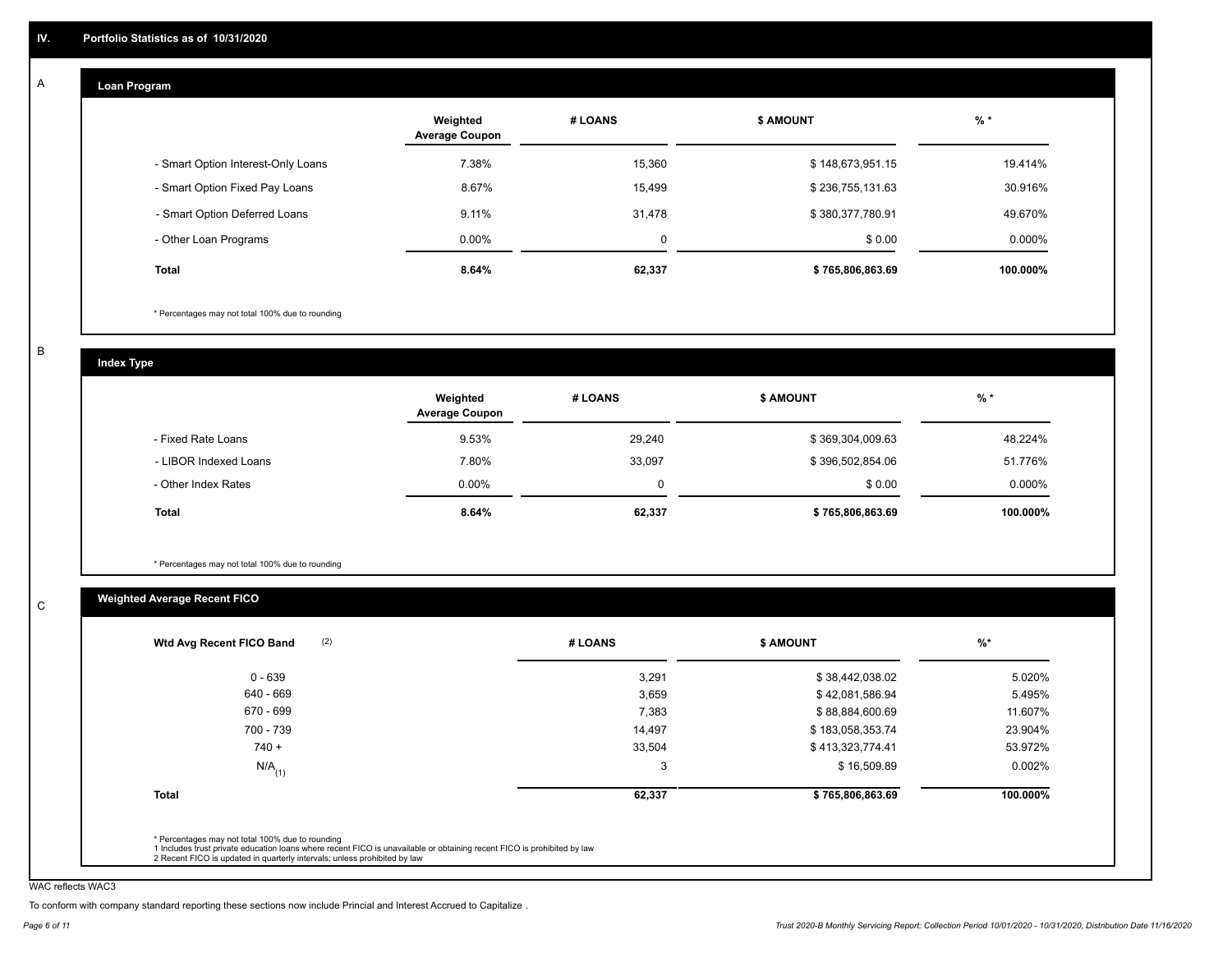## IV. Portfolio Statistics as of 10/31/2020

### A. Loan Program

| | Weighted Average Coupon | # LOANS | $ AMOUNT | % * |
|---|---|---|---|---|
| - Smart Option Interest-Only Loans | 7.38% | 15,360 | $ 148,673,951.15 | 19.414% |
| - Smart Option Fixed Pay Loans | 8.67% | 15,499 | $ 236,755,131.63 | 30.916% |
| - Smart Option Deferred Loans | 9.11% | 31,478 | $ 380,377,780.91 | 49.670% |
| - Other Loan Programs | 0.00% | 0 | $ 0.00 | 0.000% |
| **Total** | **8.64%** | **62,337** | **$ 765,806,863.69** | **100.000%** |

\* Percentages may not total 100% due to rounding

### B. Index Type

| | Weighted Average Coupon | # LOANS | $ AMOUNT | % * |
|---|---|---|---|---|
| - Fixed Rate Loans | 9.53% | 29,240 | $ 369,304,009.63 | 48.224% |
| - LIBOR Indexed Loans | 7.80% | 33,097 | $ 396,502,854.06 | 51.776% |
| - Other Index Rates | 0.00% | 0 | $ 0.00 | 0.000% |
| **Total** | **8.64%** | **62,337** | **$ 765,806,863.69** | **100.000%** |

\* Percentages may not total 100% due to rounding

### C. Weighted Average Recent FICO

| Wtd Avg Recent FICO Band (2) | # LOANS | $ AMOUNT | %* |
|---|---|---|---|
| 0 - 639 | 3,291 | $ 38,442,038.02 | 5.020% |
| 640 - 669 | 3,659 | $ 42,081,586.94 | 5.495% |
| 670 - 699 | 7,383 | $ 88,884,600.69 | 11.607% |
| 700 - 739 | 14,497 | $ 183,058,353.74 | 23.904% |
| 740 + | 33,504 | $ 413,323,774.41 | 53.972% |
| N/A (1) | 3 | $ 16,509.89 | 0.002% |
| **Total** | **62,337** | **$ 765,806,863.69** | **100.000%** |

\* Percentages may not total 100% due to rounding
1 Includes trust private education loans where recent FICO is unavailable or obtaining recent FICO is prohibited by law
2 Recent FICO is updated in quarterly intervals; unless prohibited by law

WAC reflects WAC3

To conform with company standard reporting these sections now include Princial and Interest Accrued to Capitalize .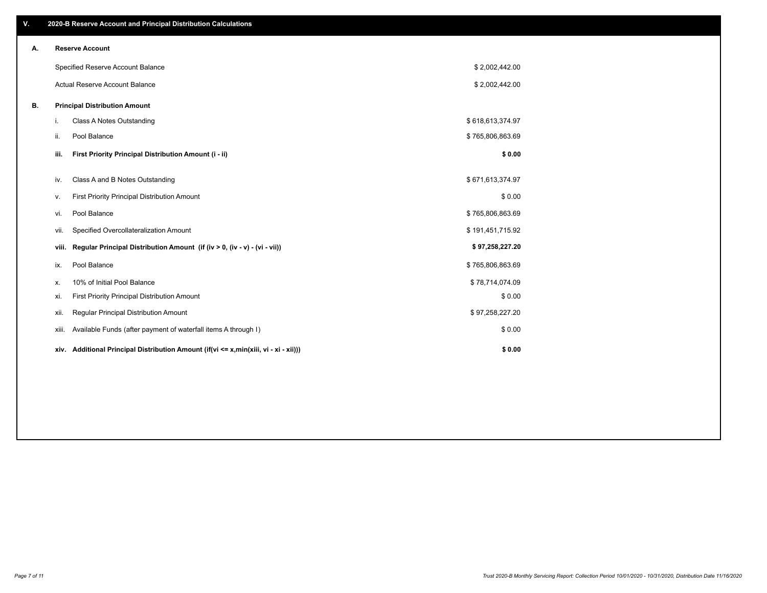## V. 2020-B Reserve Account and Principal Distribution Calculations

### A. Reserve Account

| | |
|---|---|
| Specified Reserve Account Balance | $ 2,002,442.00 |
| Actual Reserve Account Balance | $ 2,002,442.00 |

### B. Principal Distribution Amount

| | | |
|---|---|---|
| i. | Class A Notes Outstanding | $ 618,613,374.97 |
| ii. | Pool Balance | $ 765,806,863.69 |
| **iii.** | **First Priority Principal Distribution Amount (i - ii)** | **$ 0.00** |
| iv. | Class A and B Notes Outstanding | $ 671,613,374.97 |
| v. | First Priority Principal Distribution Amount | $ 0.00 |
| vi. | Pool Balance | $ 765,806,863.69 |
| vii. | Specified Overcollateralization Amount | $ 191,451,715.92 |
| **viii.** | **Regular Principal Distribution Amount (if (iv > 0, (iv - v) - (vi - vii))** | **$ 97,258,227.20** |
| ix. | Pool Balance | $ 765,806,863.69 |
| x. | 10% of Initial Pool Balance | $ 78,714,074.09 |
| xi. | First Priority Principal Distribution Amount | $ 0.00 |
| xii. | Regular Principal Distribution Amount | $ 97,258,227.20 |
| xiii. | Available Funds (after payment of waterfall items A through I) | $ 0.00 |
| **xiv.** | **Additional Principal Distribution Amount (if(vi <= x,min(xiii, vi - xi - xii)))** | **$ 0.00** |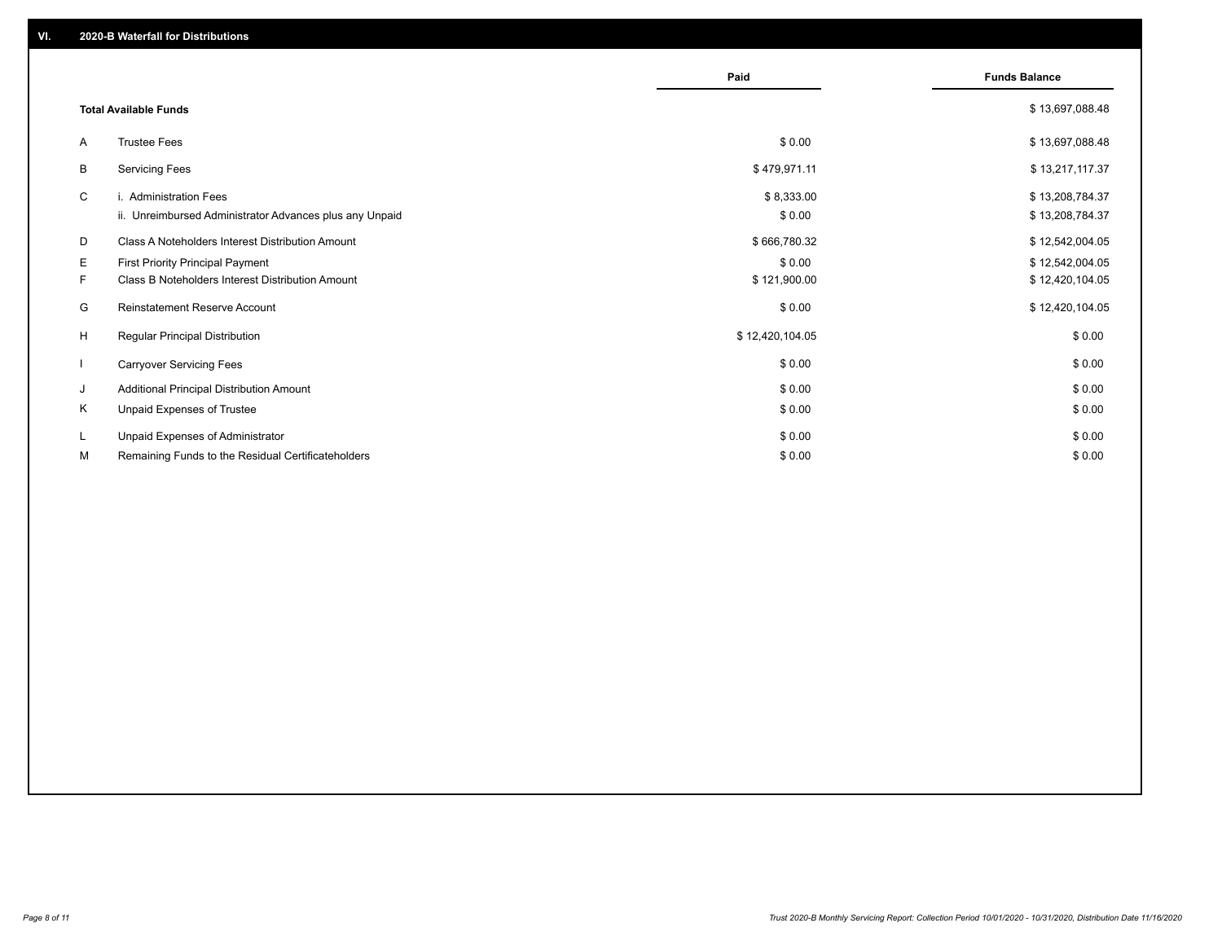## VI. 2020-B Waterfall for Distributions

| | | Paid | Funds Balance |
|---|---|---|---|
| | **Total Available Funds** | | $ 13,697,088.48 |
| A | Trustee Fees | $ 0.00 | $ 13,697,088.48 |
| B | Servicing Fees | $ 479,971.11 | $ 13,217,117.37 |
| C | i. Administration Fees | $ 8,333.00 | $ 13,208,784.37 |
| | ii. Unreimbursed Administrator Advances plus any Unpaid | $ 0.00 | $ 13,208,784.37 |
| D | Class A Noteholders Interest Distribution Amount | $ 666,780.32 | $ 12,542,004.05 |
| E | First Priority Principal Payment | $ 0.00 | $ 12,542,004.05 |
| F | Class B Noteholders Interest Distribution Amount | $ 121,900.00 | $ 12,420,104.05 |
| G | Reinstatement Reserve Account | $ 0.00 | $ 12,420,104.05 |
| H | Regular Principal Distribution | $ 12,420,104.05 | $ 0.00 |
| I | Carryover Servicing Fees | $ 0.00 | $ 0.00 |
| J | Additional Principal Distribution Amount | $ 0.00 | $ 0.00 |
| K | Unpaid Expenses of Trustee | $ 0.00 | $ 0.00 |
| L | Unpaid Expenses of Administrator | $ 0.00 | $ 0.00 |
| M | Remaining Funds to the Residual Certificateholders | $ 0.00 | $ 0.00 |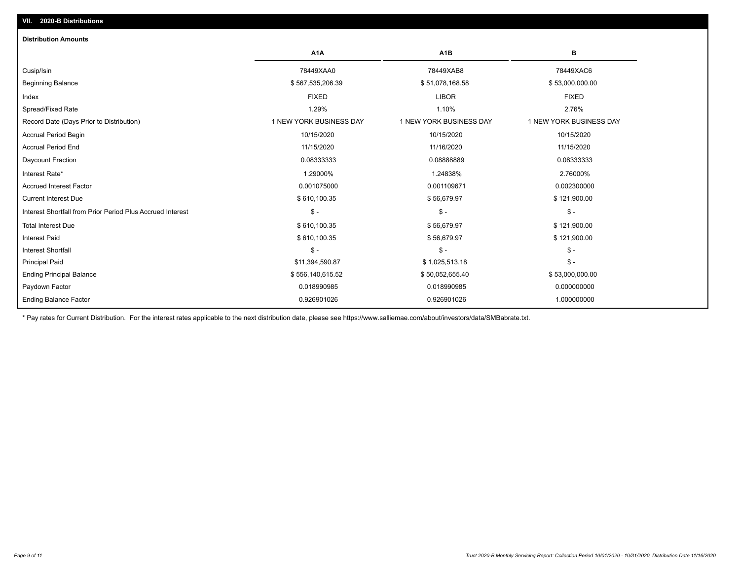## VII. 2020-B Distributions

### Distribution Amounts

| | A1A | A1B | B |
|---|---|---|---|
| Cusip/Isin | 78449XAA0 | 78449XAB8 | 78449XAC6 |
| Beginning Balance | $ 567,535,206.39 | $ 51,078,168.58 | $ 53,000,000.00 |
| Index | FIXED | LIBOR | FIXED |
| Spread/Fixed Rate | 1.29% | 1.10% | 2.76% |
| Record Date (Days Prior to Distribution) | 1 NEW YORK BUSINESS DAY | 1 NEW YORK BUSINESS DAY | 1 NEW YORK BUSINESS DAY |
| Accrual Period Begin | 10/15/2020 | 10/15/2020 | 10/15/2020 |
| Accrual Period End | 11/15/2020 | 11/16/2020 | 11/15/2020 |
| Daycount Fraction | 0.08333333 | 0.08888889 | 0.08333333 |
| Interest Rate* | 1.29000% | 1.24838% | 2.76000% |
| Accrued Interest Factor | 0.001075000 | 0.001109671 | 0.002300000 |
| Current Interest Due | $ 610,100.35 | $ 56,679.97 | $ 121,900.00 |
| Interest Shortfall from Prior Period Plus Accrued Interest | $ - | $ - | $ - |
| Total Interest Due | $ 610,100.35 | $ 56,679.97 | $ 121,900.00 |
| Interest Paid | $ 610,100.35 | $ 56,679.97 | $ 121,900.00 |
| Interest Shortfall | $ - | $ - | $ - |
| Principal Paid | $11,394,590.87 | $ 1,025,513.18 | $ - |
| Ending Principal Balance | $ 556,140,615.52 | $ 50,052,655.40 | $ 53,000,000.00 |
| Paydown Factor | 0.018990985 | 0.018990985 | 0.000000000 |
| Ending Balance Factor | 0.926901026 | 0.926901026 | 1.000000000 |

* Pay rates for Current Distribution. For the interest rates applicable to the next distribution date, please see https://www.salliemae.com/about/investors/data/SMBabrate.txt.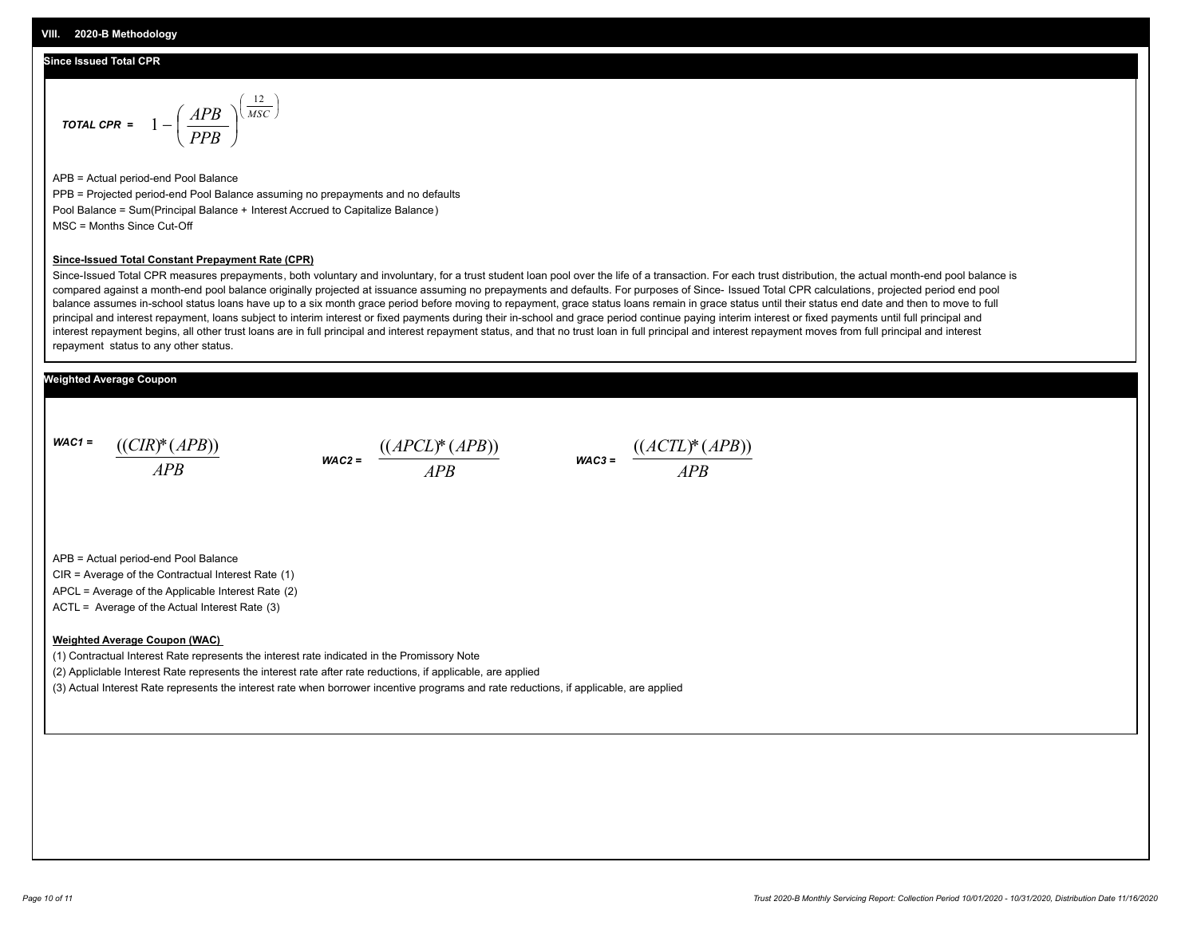## VIII. 2020-B Methodology

### Since Issued Total CPR

$$\textit{TOTAL CPR} = 1 - \left(\frac{APB}{PPB}\right)^{\left(\frac{12}{MSC}\right)}$$

APB = Actual period-end Pool Balance

PPB = Projected period-end Pool Balance assuming no prepayments and no defaults

Pool Balance = Sum(Principal Balance + Interest Accrued to Capitalize Balance)

MSC = Months Since Cut-Off

**Since-Issued Total Constant Prepayment Rate (CPR)**

Since-Issued Total CPR measures prepayments, both voluntary and involuntary, for a trust student loan pool over the life of a transaction. For each trust distribution, the actual month-end pool balance is compared against a month-end pool balance originally projected at issuance assuming no prepayments and defaults. For purposes of Since- Issued Total CPR calculations, projected period end pool balance assumes in-school status loans have up to a six month grace period before moving to repayment, grace status loans remain in grace status until their status end date and then to move to full principal and interest repayment, loans subject to interim interest or fixed payments during their in-school and grace period continue paying interim interest or fixed payments until full principal and interest repayment begins, all other trust loans are in full principal and interest repayment status, and that no trust loan in full principal and interest repayment moves from full principal and interest repayment status to any other status.

### Weighted Average Coupon

$$\textit{WAC1} = \frac{((CIR)*(APB))}{APB} \qquad \textit{WAC2} = \frac{((APCL)*(APB))}{APB} \qquad \textit{WAC3} = \frac{((ACTL)*(APB))}{APB}$$

APB = Actual period-end Pool Balance

CIR = Average of the Contractual Interest Rate (1)

APCL = Average of the Applicable Interest Rate (2)

ACTL = Average of the Actual Interest Rate (3)

**Weighted Average Coupon (WAC)**

(1) Contractual Interest Rate represents the interest rate indicated in the Promissory Note

(2) Appliclable Interest Rate represents the interest rate after rate reductions, if applicable, are applied

(3) Actual Interest Rate represents the interest rate when borrower incentive programs and rate reductions, if applicable, are applied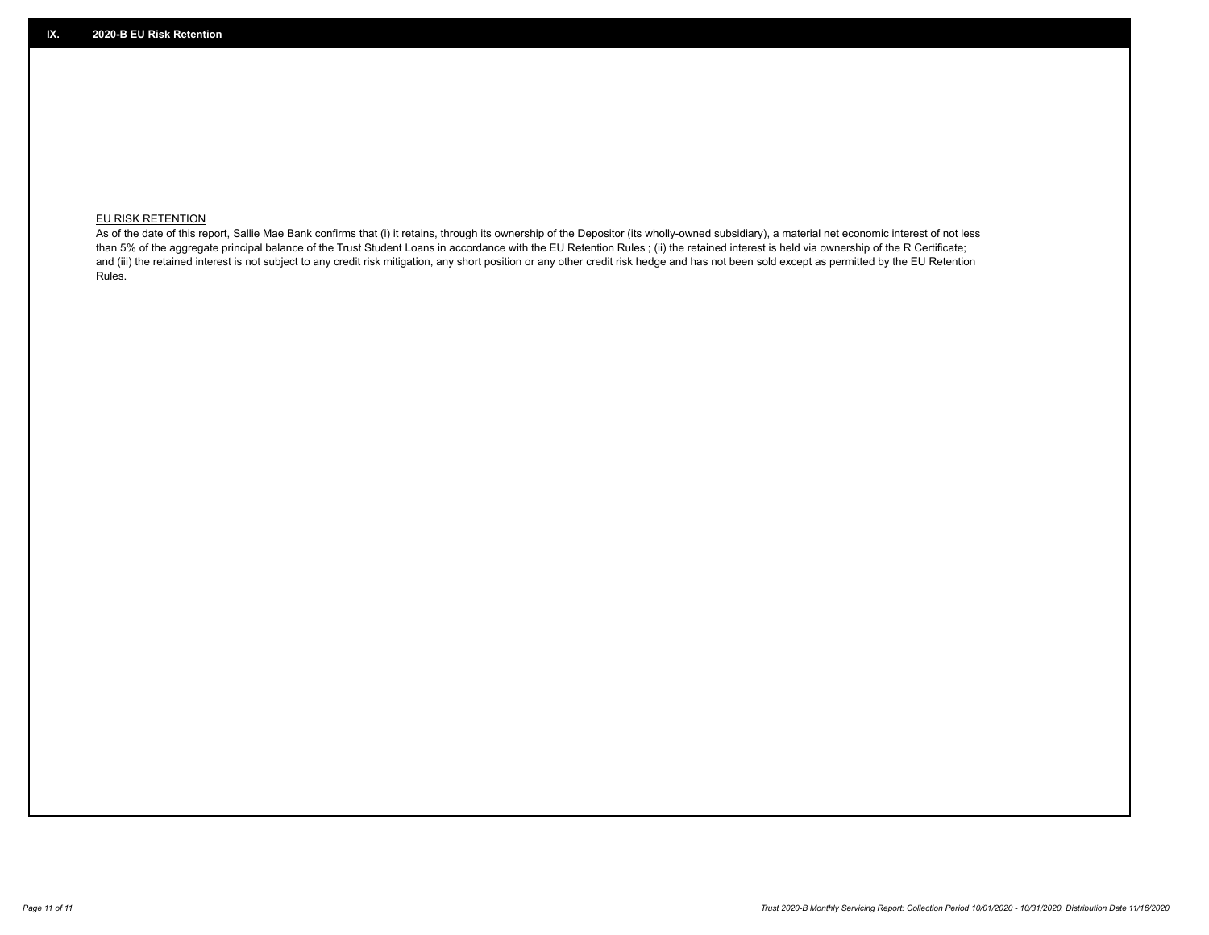# IX. 2020-B EU Risk Retention

EU RISK RETENTION

As of the date of this report, Sallie Mae Bank confirms that (i) it retains, through its ownership of the Depositor (its wholly-owned subsidiary), a material net economic interest of not less than 5% of the aggregate principal balance of the Trust Student Loans in accordance with the EU Retention Rules ; (ii) the retained interest is held via ownership of the R Certificate; and (iii) the retained interest is not subject to any credit risk mitigation, any short position or any other credit risk hedge and has not been sold except as permitted by the EU Retention Rules.